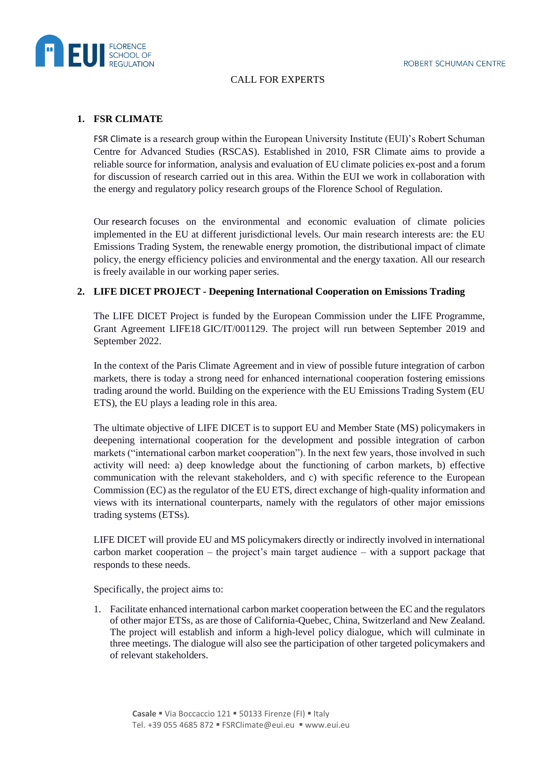CALL FOR EXPERTS

## 1. FSR CLIMATE

FSR Climate is a research group within the European University Institute (EUI)'s Robert Schuman Centre for Advanced Studies (RSCAS). Established in 2010, FSR Climate aims to provide a reliable source for information, analysis and evaluation of EU climate policies ex-post and a forum for discussion of research carried out in this area. Within the EUI we work in collaboration with the energy and regulatory policy research groups of the Florence School of Regulation.

Our research focuses on the environmental and economic evaluation of climate policies implemented in the EU at different jurisdictional levels. Our main research interests are: the EU Emissions Trading System, the renewable energy promotion, the distributional impact of climate policy, the energy efficiency policies and environmental and the energy taxation. All our research is freely available in our working paper series.

## 2. LIFE DICET PROJECT - Deepening International Cooperation on Emissions Trading

The LIFE DICET Project is funded by the European Commission under the LIFE Programme, Grant Agreement LIFE18 GIC/IT/001129. The project will run between September 2019 and September 2022.

In the context of the Paris Climate Agreement and in view of possible future integration of carbon markets, there is today a strong need for enhanced international cooperation fostering emissions trading around the world. Building on the experience with the EU Emissions Trading System (EU ETS), the EU plays a leading role in this area.

The ultimate objective of LIFE DICET is to support EU and Member State (MS) policymakers in deepening international cooperation for the development and possible integration of carbon markets ("international carbon market cooperation"). In the next few years, those involved in such activity will need: a) deep knowledge about the functioning of carbon markets, b) effective communication with the relevant stakeholders, and c) with specific reference to the European Commission (EC) as the regulator of the EU ETS, direct exchange of high-quality information and views with its international counterparts, namely with the regulators of other major emissions trading systems (ETSs).

LIFE DICET will provide EU and MS policymakers directly or indirectly involved in international carbon market cooperation – the project's main target audience – with a support package that responds to these needs.

Specifically, the project aims to:

1. Facilitate enhanced international carbon market cooperation between the EC and the regulators of other major ETSs, as are those of California-Quebec, China, Switzerland and New Zealand. The project will establish and inform a high-level policy dialogue, which will culminate in three meetings. The dialogue will also see the participation of other targeted policymakers and of relevant stakeholders.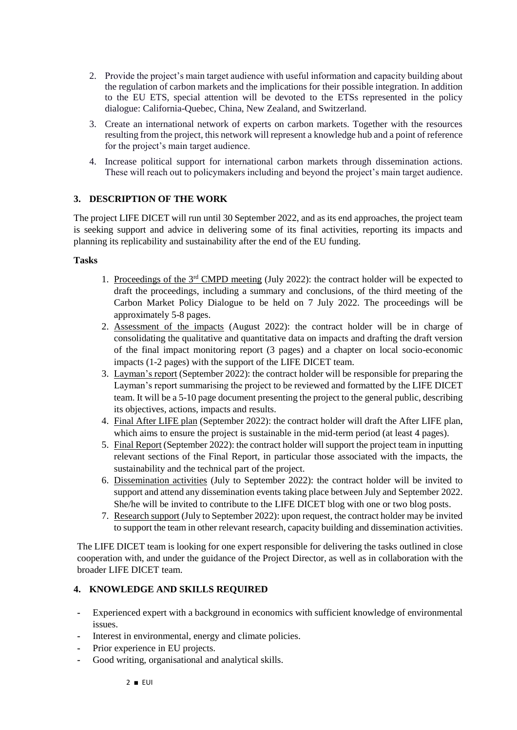2. Provide the project's main target audience with useful information and capacity building about the regulation of carbon markets and the implications for their possible integration. In addition to the EU ETS, special attention will be devoted to the ETSs represented in the policy dialogue: California-Quebec, China, New Zealand, and Switzerland.
3. Create an international network of experts on carbon markets. Together with the resources resulting from the project, this network will represent a knowledge hub and a point of reference for the project's main target audience.
4. Increase political support for international carbon markets through dissemination actions. These will reach out to policymakers including and beyond the project's main target audience.

## 3. DESCRIPTION OF THE WORK

The project LIFE DICET will run until 30 September 2022, and as its end approaches, the project team is seeking support and advice in delivering some of its final activities, reporting its impacts and planning its replicability and sustainability after the end of the EU funding.

**Tasks**

1. Proceedings of the 3rd CMPD meeting (July 2022): the contract holder will be expected to draft the proceedings, including a summary and conclusions, of the third meeting of the Carbon Market Policy Dialogue to be held on 7 July 2022. The proceedings will be approximately 5-8 pages.
2. Assessment of the impacts (August 2022): the contract holder will be in charge of consolidating the qualitative and quantitative data on impacts and drafting the draft version of the final impact monitoring report (3 pages) and a chapter on local socio-economic impacts (1-2 pages) with the support of the LIFE DICET team.
3. Layman's report (September 2022): the contract holder will be responsible for preparing the Layman's report summarising the project to be reviewed and formatted by the LIFE DICET team. It will be a 5-10 page document presenting the project to the general public, describing its objectives, actions, impacts and results.
4. Final After LIFE plan (September 2022): the contract holder will draft the After LIFE plan, which aims to ensure the project is sustainable in the mid-term period (at least 4 pages).
5. Final Report (September 2022): the contract holder will support the project team in inputting relevant sections of the Final Report, in particular those associated with the impacts, the sustainability and the technical part of the project.
6. Dissemination activities (July to September 2022): the contract holder will be invited to support and attend any dissemination events taking place between July and September 2022. She/he will be invited to contribute to the LIFE DICET blog with one or two blog posts.
7. Research support (July to September 2022): upon request, the contract holder may be invited to support the team in other relevant research, capacity building and dissemination activities.

The LIFE DICET team is looking for one expert responsible for delivering the tasks outlined in close cooperation with, and under the guidance of the Project Director, as well as in collaboration with the broader LIFE DICET team.

## 4. KNOWLEDGE AND SKILLS REQUIRED

- Experienced expert with a background in economics with sufficient knowledge of environmental issues.
- Interest in environmental, energy and climate policies.
- Prior experience in EU projects.
- Good writing, organisational and analytical skills.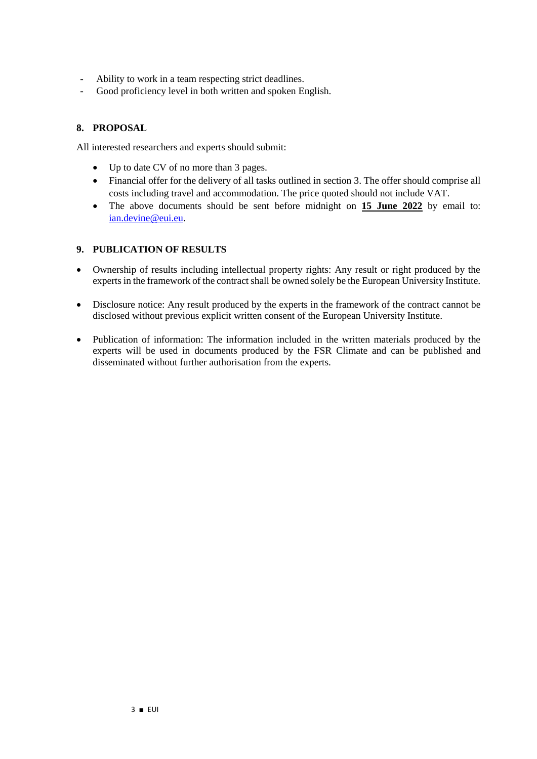- Ability to work in a team respecting strict deadlines.
- Good proficiency level in both written and spoken English.

## 8. PROPOSAL

All interested researchers and experts should submit:

- Up to date CV of no more than 3 pages.
- Financial offer for the delivery of all tasks outlined in section 3. The offer should comprise all costs including travel and accommodation. The price quoted should not include VAT.
- The above documents should be sent before midnight on **15 June 2022** by email to: ian.devine@eui.eu.

## 9. PUBLICATION OF RESULTS

- Ownership of results including intellectual property rights: Any result or right produced by the experts in the framework of the contract shall be owned solely be the European University Institute.

- Disclosure notice: Any result produced by the experts in the framework of the contract cannot be disclosed without previous explicit written consent of the European University Institute.

- Publication of information: The information included in the written materials produced by the experts will be used in documents produced by the FSR Climate and can be published and disseminated without further authorisation from the experts.